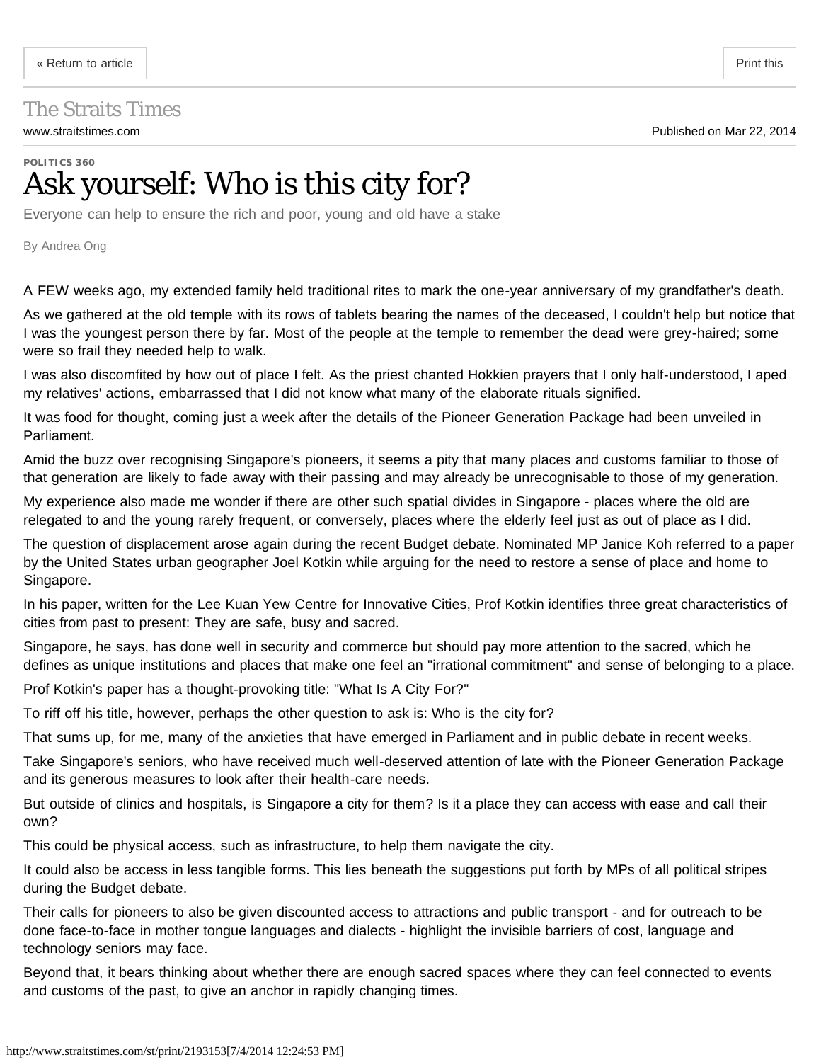The Straits Times
www.straitstimes.com

Published on Mar 22, 2014

**POLITICS 360**

# Ask yourself: Who is this city for?

Everyone can help to ensure the rich and poor, young and old have a stake

By Andrea Ong

A FEW weeks ago, my extended family held traditional rites to mark the one-year anniversary of my grandfather's death.

As we gathered at the old temple with its rows of tablets bearing the names of the deceased, I couldn't help but notice that I was the youngest person there by far. Most of the people at the temple to remember the dead were grey-haired; some were so frail they needed help to walk.

I was also discomfited by how out of place I felt. As the priest chanted Hokkien prayers that I only half-understood, I aped my relatives' actions, embarrassed that I did not know what many of the elaborate rituals signified.

It was food for thought, coming just a week after the details of the Pioneer Generation Package had been unveiled in Parliament.

Amid the buzz over recognising Singapore's pioneers, it seems a pity that many places and customs familiar to those of that generation are likely to fade away with their passing and may already be unrecognisable to those of my generation.

My experience also made me wonder if there are other such spatial divides in Singapore - places where the old are relegated to and the young rarely frequent, or conversely, places where the elderly feel just as out of place as I did.

The question of displacement arose again during the recent Budget debate. Nominated MP Janice Koh referred to a paper by the United States urban geographer Joel Kotkin while arguing for the need to restore a sense of place and home to Singapore.

In his paper, written for the Lee Kuan Yew Centre for Innovative Cities, Prof Kotkin identifies three great characteristics of cities from past to present: They are safe, busy and sacred.

Singapore, he says, has done well in security and commerce but should pay more attention to the sacred, which he defines as unique institutions and places that make one feel an "irrational commitment" and sense of belonging to a place.

Prof Kotkin's paper has a thought-provoking title: "What Is A City For?"

To riff off his title, however, perhaps the other question to ask is: Who is the city for?

That sums up, for me, many of the anxieties that have emerged in Parliament and in public debate in recent weeks.

Take Singapore's seniors, who have received much well-deserved attention of late with the Pioneer Generation Package and its generous measures to look after their health-care needs.

But outside of clinics and hospitals, is Singapore a city for them? Is it a place they can access with ease and call their own?

This could be physical access, such as infrastructure, to help them navigate the city.

It could also be access in less tangible forms. This lies beneath the suggestions put forth by MPs of all political stripes during the Budget debate.

Their calls for pioneers to also be given discounted access to attractions and public transport - and for outreach to be done face-to-face in mother tongue languages and dialects - highlight the invisible barriers of cost, language and technology seniors may face.

Beyond that, it bears thinking about whether there are enough sacred spaces where they can feel connected to events and customs of the past, to give an anchor in rapidly changing times.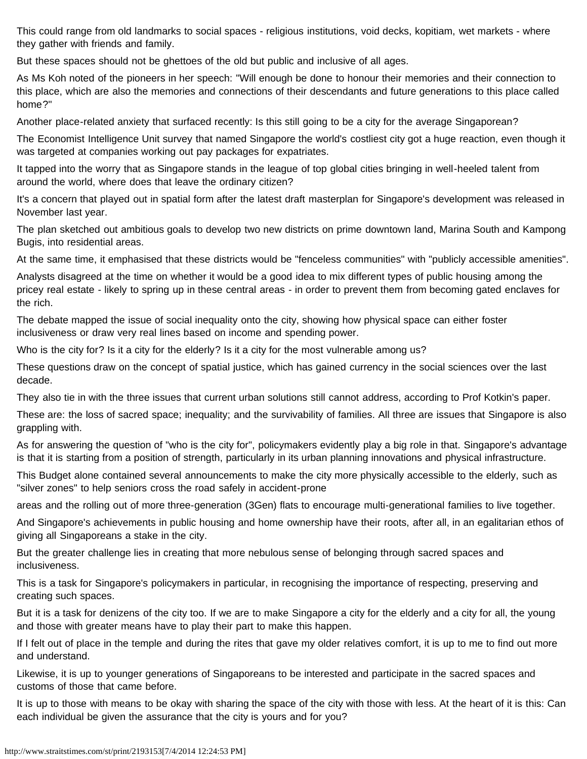This could range from old landmarks to social spaces - religious institutions, void decks, kopitiam, wet markets - where they gather with friends and family.

But these spaces should not be ghettoes of the old but public and inclusive of all ages.

As Ms Koh noted of the pioneers in her speech: "Will enough be done to honour their memories and their connection to this place, which are also the memories and connections of their descendants and future generations to this place called home?"

Another place-related anxiety that surfaced recently: Is this still going to be a city for the average Singaporean?

The Economist Intelligence Unit survey that named Singapore the world's costliest city got a huge reaction, even though it was targeted at companies working out pay packages for expatriates.

It tapped into the worry that as Singapore stands in the league of top global cities bringing in well-heeled talent from around the world, where does that leave the ordinary citizen?

It's a concern that played out in spatial form after the latest draft masterplan for Singapore's development was released in November last year.

The plan sketched out ambitious goals to develop two new districts on prime downtown land, Marina South and Kampong Bugis, into residential areas.

At the same time, it emphasised that these districts would be "fenceless communities" with "publicly accessible amenities".

Analysts disagreed at the time on whether it would be a good idea to mix different types of public housing among the pricey real estate - likely to spring up in these central areas - in order to prevent them from becoming gated enclaves for the rich.

The debate mapped the issue of social inequality onto the city, showing how physical space can either foster inclusiveness or draw very real lines based on income and spending power.

Who is the city for? Is it a city for the elderly? Is it a city for the most vulnerable among us?

These questions draw on the concept of spatial justice, which has gained currency in the social sciences over the last decade.

They also tie in with the three issues that current urban solutions still cannot address, according to Prof Kotkin's paper.

These are: the loss of sacred space; inequality; and the survivability of families. All three are issues that Singapore is also grappling with.

As for answering the question of "who is the city for", policymakers evidently play a big role in that. Singapore's advantage is that it is starting from a position of strength, particularly in its urban planning innovations and physical infrastructure.

This Budget alone contained several announcements to make the city more physically accessible to the elderly, such as "silver zones" to help seniors cross the road safely in accident-prone areas and the rolling out of more three-generation (3Gen) flats to encourage multi-generational families to live together.

And Singapore's achievements in public housing and home ownership have their roots, after all, in an egalitarian ethos of giving all Singaporeans a stake in the city.

But the greater challenge lies in creating that more nebulous sense of belonging through sacred spaces and inclusiveness.

This is a task for Singapore's policymakers in particular, in recognising the importance of respecting, preserving and creating such spaces.

But it is a task for denizens of the city too. If we are to make Singapore a city for the elderly and a city for all, the young and those with greater means have to play their part to make this happen.

If I felt out of place in the temple and during the rites that gave my older relatives comfort, it is up to me to find out more and understand.

Likewise, it is up to younger generations of Singaporeans to be interested and participate in the sacred spaces and customs of those that came before.

It is up to those with means to be okay with sharing the space of the city with those with less. At the heart of it is this: Can each individual be given the assurance that the city is yours and for you?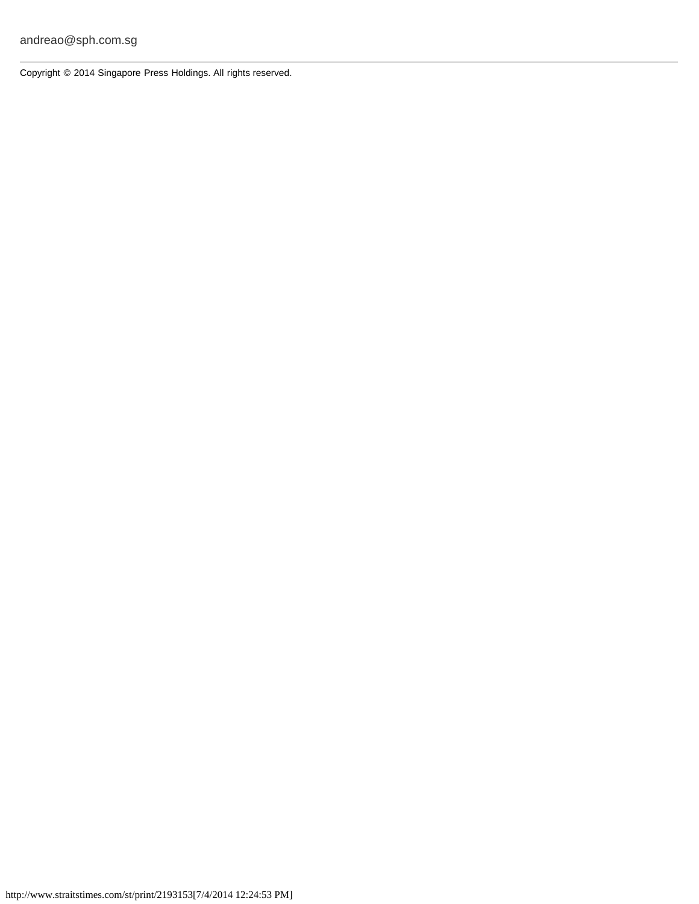andreao@sph.com.sg

---

Copyright © 2014 Singapore Press Holdings. All rights reserved.